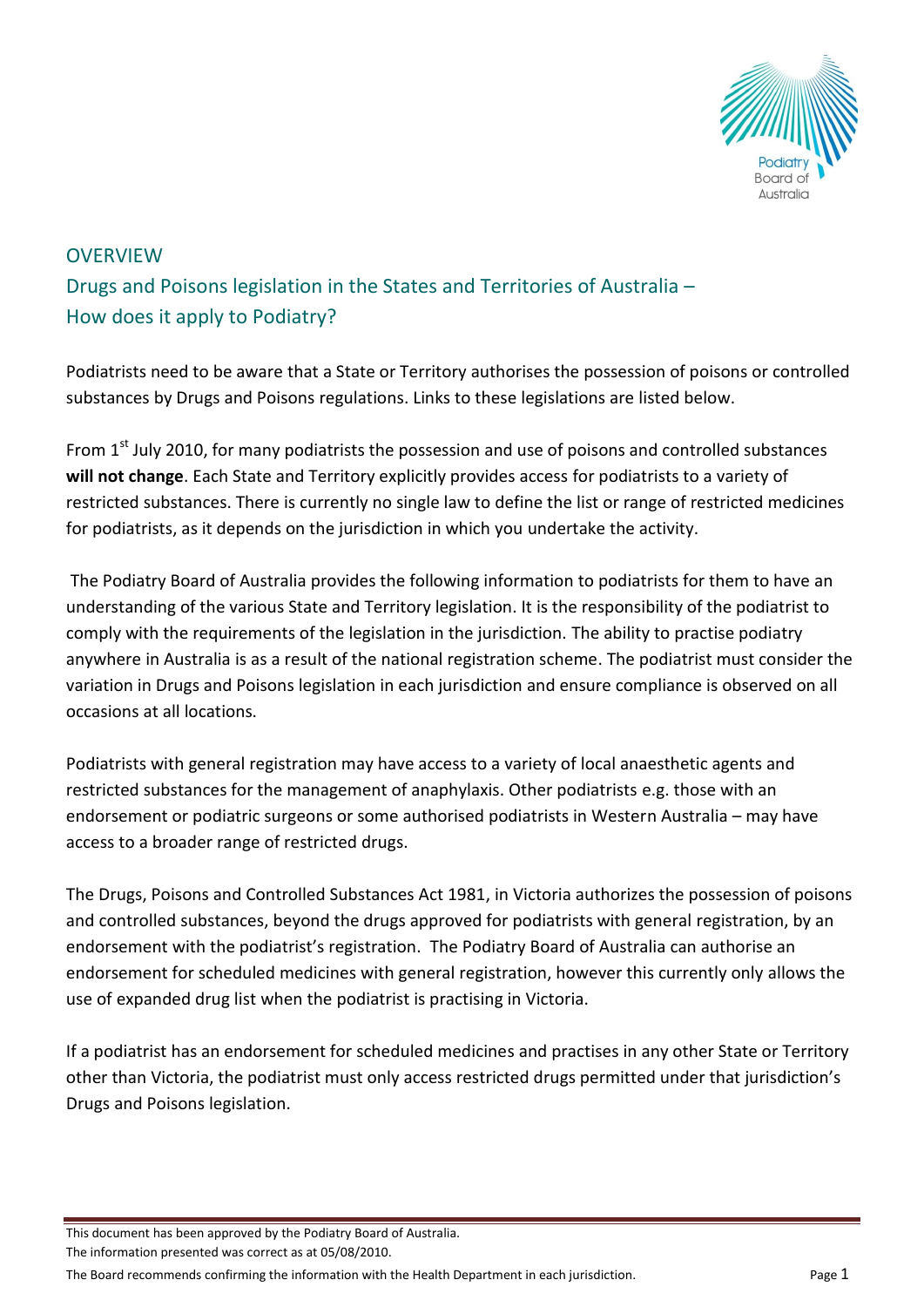Podiatry Board of Australia

## OVERVIEW

## Drugs and Poisons legislation in the States and Territories of Australia – How does it apply to Podiatry?

Podiatrists need to be aware that a State or Territory authorises the possession of poisons or controlled substances by Drugs and Poisons regulations. Links to these legislations are listed below.

From 1st July 2010, for many podiatrists the possession and use of poisons and controlled substances **will not change**. Each State and Territory explicitly provides access for podiatrists to a variety of restricted substances. There is currently no single law to define the list or range of restricted medicines for podiatrists, as it depends on the jurisdiction in which you undertake the activity.

The Podiatry Board of Australia provides the following information to podiatrists for them to have an understanding of the various State and Territory legislation. It is the responsibility of the podiatrist to comply with the requirements of the legislation in the jurisdiction. The ability to practise podiatry anywhere in Australia is as a result of the national registration scheme. The podiatrist must consider the variation in Drugs and Poisons legislation in each jurisdiction and ensure compliance is observed on all occasions at all locations.

Podiatrists with general registration may have access to a variety of local anaesthetic agents and restricted substances for the management of anaphylaxis. Other podiatrists e.g. those with an endorsement or podiatric surgeons or some authorised podiatrists in Western Australia – may have access to a broader range of restricted drugs.

The Drugs, Poisons and Controlled Substances Act 1981, in Victoria authorizes the possession of poisons and controlled substances, beyond the drugs approved for podiatrists with general registration, by an endorsement with the podiatrist's registration. The Podiatry Board of Australia can authorise an endorsement for scheduled medicines with general registration, however this currently only allows the use of expanded drug list when the podiatrist is practising in Victoria.

If a podiatrist has an endorsement for scheduled medicines and practises in any other State or Territory other than Victoria, the podiatrist must only access restricted drugs permitted under that jurisdiction's Drugs and Poisons legislation.

This document has been approved by the Podiatry Board of Australia.
The information presented was correct as at 05/08/2010.
The Board recommends confirming the information with the Health Department in each jurisdiction.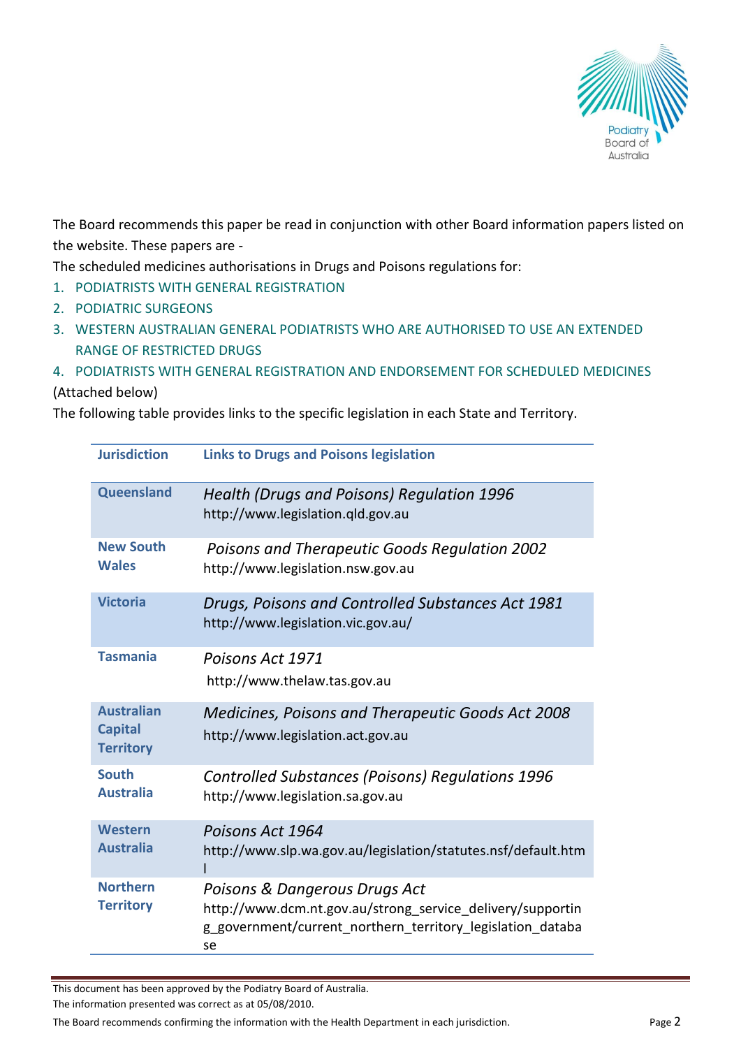The Board recommends this paper be read in conjunction with other Board information papers listed on the website. These papers are -

The scheduled medicines authorisations in Drugs and Poisons regulations for:

1. PODIATRISTS WITH GENERAL REGISTRATION
2. PODIATRIC SURGEONS
3. WESTERN AUSTRALIAN GENERAL PODIATRISTS WHO ARE AUTHORISED TO USE AN EXTENDED RANGE OF RESTRICTED DRUGS
4. PODIATRISTS WITH GENERAL REGISTRATION AND ENDORSEMENT FOR SCHEDULED MEDICINES

(Attached below)

The following table provides links to the specific legislation in each State and Territory.

| Jurisdiction | Links to Drugs and Poisons legislation |
|---|---|
| Queensland | *Health (Drugs and Poisons) Regulation 1996* http://www.legislation.qld.gov.au |
| New South Wales | *Poisons and Therapeutic Goods Regulation 2002* http://www.legislation.nsw.gov.au |
| Victoria | *Drugs, Poisons and Controlled Substances Act 1981* http://www.legislation.vic.gov.au/ |
| Tasmania | *Poisons Act 1971* http://www.thelaw.tas.gov.au |
| Australian Capital Territory | *Medicines, Poisons and Therapeutic Goods Act 2008* http://www.legislation.act.gov.au |
| South Australia | *Controlled Substances (Poisons) Regulations 1996* http://www.legislation.sa.gov.au |
| Western Australia | *Poisons Act 1964* http://www.slp.wa.gov.au/legislation/statutes.nsf/default.html |
| Northern Territory | *Poisons & Dangerous Drugs Act* http://www.dcm.nt.gov.au/strong_service_delivery/supporting_government/current_northern_territory_legislation_database |

This document has been approved by the Podiatry Board of Australia.

The information presented was correct as at 05/08/2010.

The Board recommends confirming the information with the Health Department in each jurisdiction.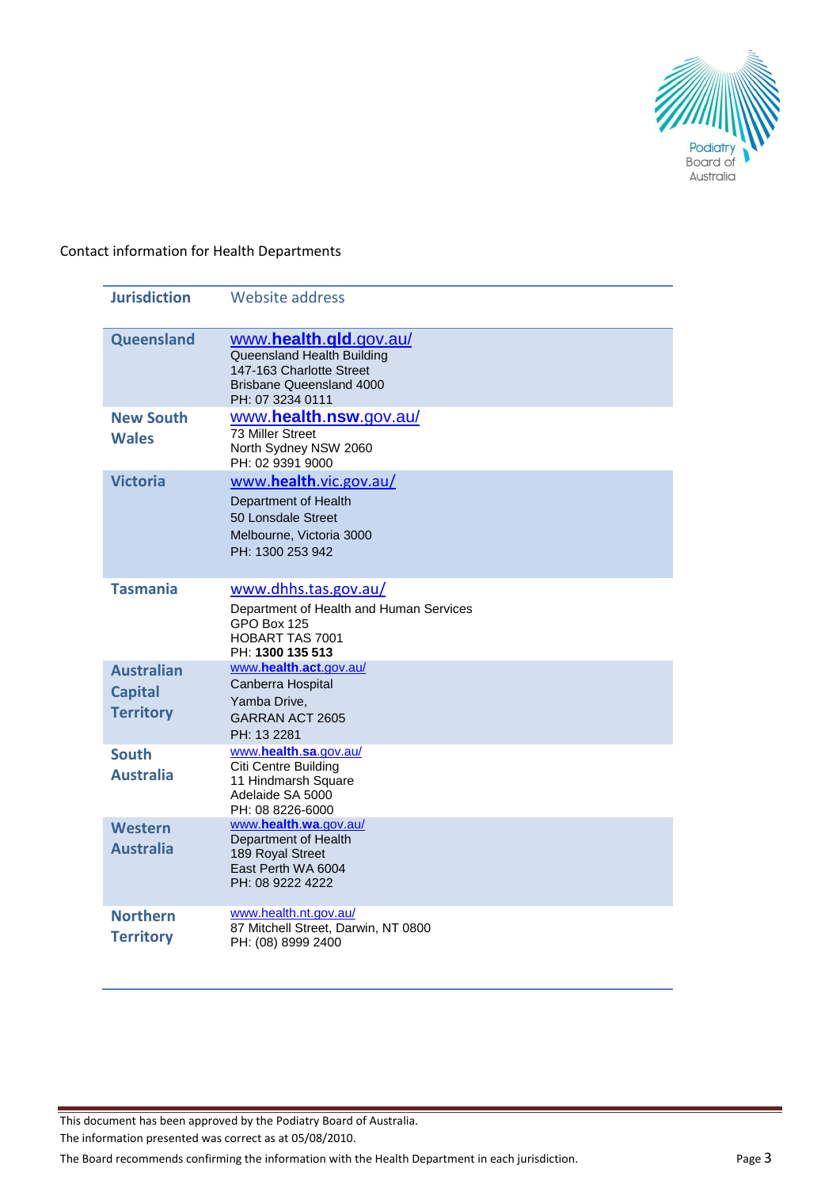Contact information for Health Departments

| Jurisdiction | Website address |
|---|---|
| Queensland | www.**health**.**qld**.gov.au/<br>Queensland Health Building<br>147-163 Charlotte Street<br>Brisbane Queensland 4000<br>PH: 07 3234 0111 |
| New South Wales | www.**health**.**nsw**.gov.au/<br>73 Miller Street<br>North Sydney NSW 2060<br>PH: 02 9391 9000 |
| Victoria | www.**health**.vic.gov.au/<br>Department of Health<br>50 Lonsdale Street<br>Melbourne, Victoria 3000<br>PH: 1300 253 942 |
| Tasmania | www.dhhs.tas.gov.au/<br>Department of Health and Human Services<br>GPO Box 125<br>HOBART TAS 7001<br>PH: **1300 135 513** |
| Australian Capital Territory | www.**health**.**act**.gov.au/<br>Canberra Hospital<br>Yamba Drive,<br>GARRAN ACT 2605<br>PH: 13 2281 |
| South Australia | www.**health**.**sa**.gov.au/<br>Citi Centre Building<br>11 Hindmarsh Square<br>Adelaide SA 5000<br>PH: 08 8226-6000 |
| Western Australia | www.**health**.**wa**.gov.au/<br>Department of Health<br>189 Royal Street<br>East Perth WA 6004<br>PH: 08 9222 4222 |
| Northern Territory | www.health.nt.gov.au/<br>87 Mitchell Street, Darwin, NT 0800<br>PH: (08) 8999 2400 |

This document has been approved by the Podiatry Board of Australia.

The information presented was correct as at 05/08/2010.

The Board recommends confirming the information with the Health Department in each jurisdiction.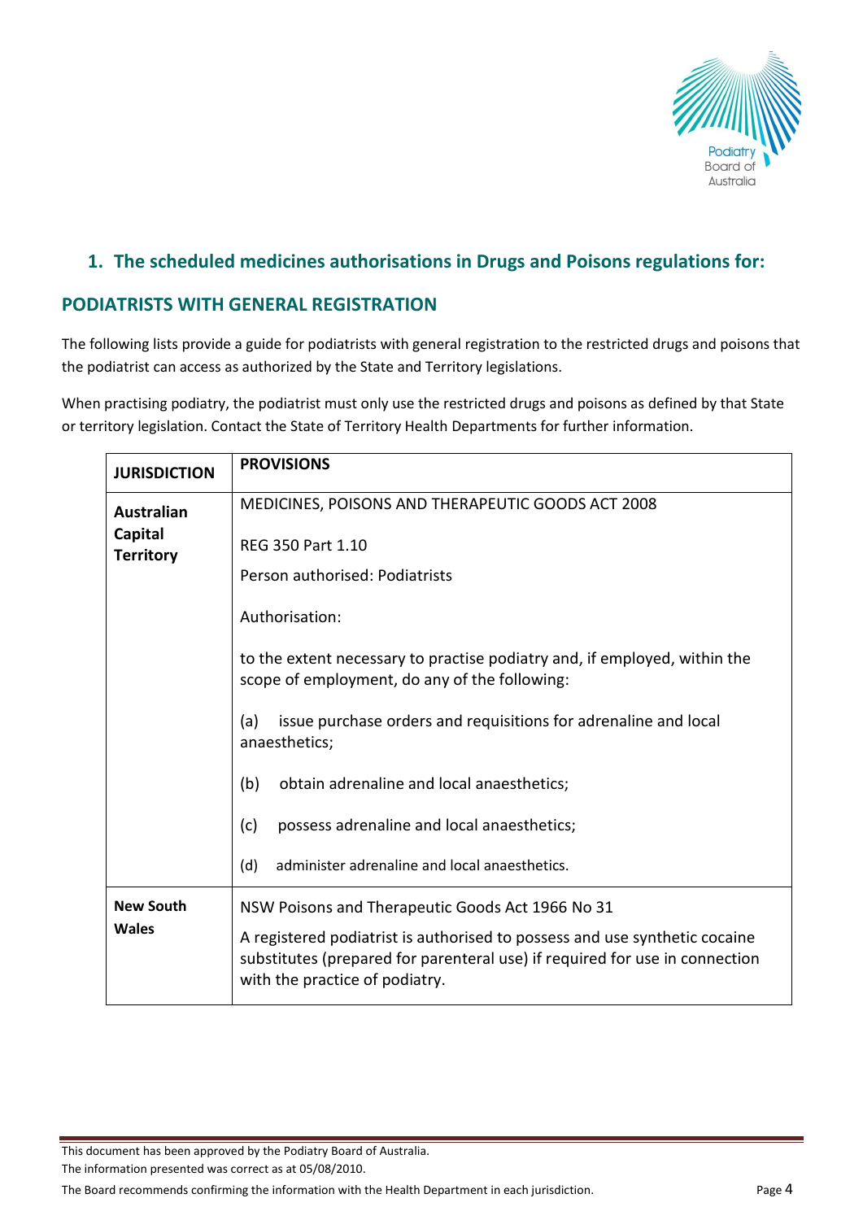## 1. The scheduled medicines authorisations in Drugs and Poisons regulations for:

## PODIATRISTS WITH GENERAL REGISTRATION

The following lists provide a guide for podiatrists with general registration to the restricted drugs and poisons that the podiatrist can access as authorized by the State and Territory legislations.

When practising podiatry, the podiatrist must only use the restricted drugs and poisons as defined by that State or territory legislation. Contact the State of Territory Health Departments for further information.

| JURISDICTION | PROVISIONS |
|---|---|
| **Australian Capital Territory** | MEDICINES, POISONS AND THERAPEUTIC GOODS ACT 2008<br><br>REG 350 Part 1.10<br><br>Person authorised: Podiatrists<br><br>Authorisation:<br><br>to the extent necessary to practise podiatry and, if employed, within the scope of employment, do any of the following:<br><br>(a) issue purchase orders and requisitions for adrenaline and local anaesthetics;<br><br>(b) obtain adrenaline and local anaesthetics;<br><br>(c) possess adrenaline and local anaesthetics;<br><br>(d) administer adrenaline and local anaesthetics. |
| **New South Wales** | NSW Poisons and Therapeutic Goods Act 1966 No 31<br><br>A registered podiatrist is authorised to possess and use synthetic cocaine substitutes (prepared for parenteral use) if required for use in connection with the practice of podiatry. |

This document has been approved by the Podiatry Board of Australia.
The information presented was correct as at 05/08/2010.
The Board recommends confirming the information with the Health Department in each jurisdiction.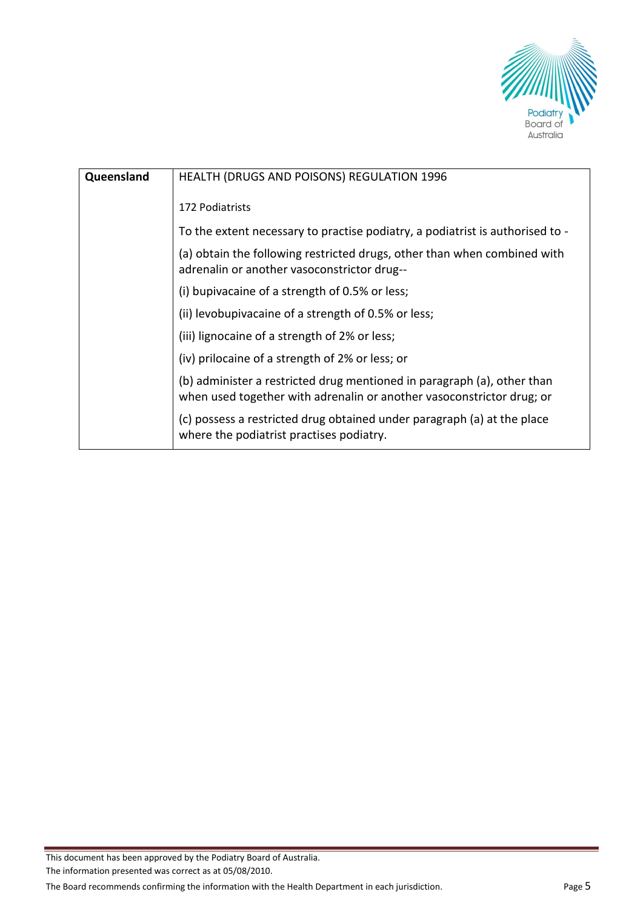| Queensland | HEALTH (DRUGS AND POISONS) REGULATION 1996<br><br>172 Podiatrists<br><br>To the extent necessary to practise podiatry, a podiatrist is authorised to -<br><br>(a) obtain the following restricted drugs, other than when combined with adrenalin or another vasoconstrictor drug--<br><br>(i) bupivacaine of a strength of 0.5% or less;<br><br>(ii) levobupivacaine of a strength of 0.5% or less;<br><br>(iii) lignocaine of a strength of 2% or less;<br><br>(iv) prilocaine of a strength of 2% or less; or<br><br>(b) administer a restricted drug mentioned in paragraph (a), other than when used together with adrenalin or another vasoconstrictor drug; or<br><br>(c) possess a restricted drug obtained under paragraph (a) at the place where the podiatrist practises podiatry. |
|---|---|

This document has been approved by the Podiatry Board of Australia.
The information presented was correct as at 05/08/2010.
The Board recommends confirming the information with the Health Department in each jurisdiction.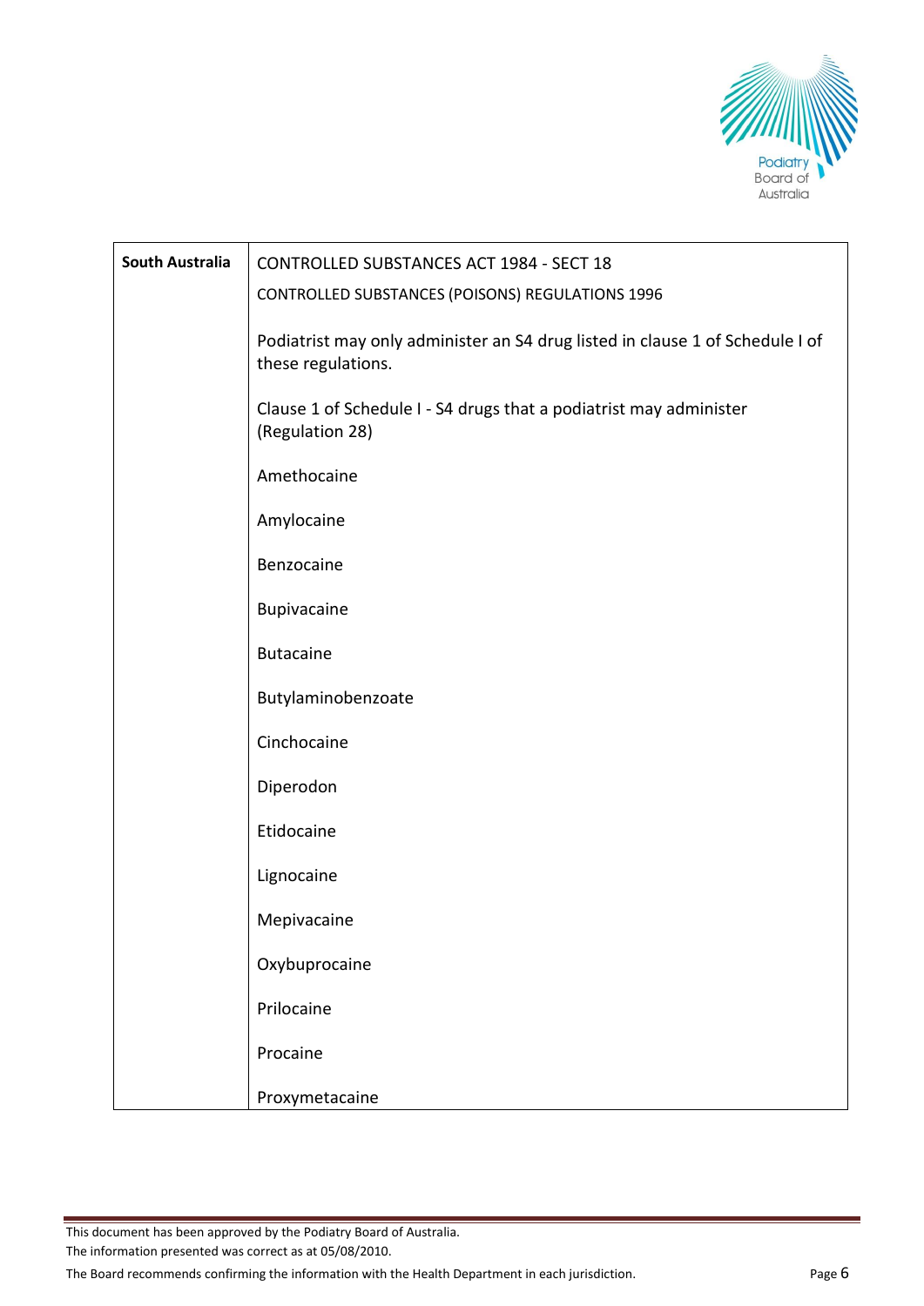| South Australia | CONTROLLED SUBSTANCES ACT 1984 - SECT 18<br>CONTROLLED SUBSTANCES (POISONS) REGULATIONS 1996<br><br>Podiatrist may only administer an S4 drug listed in clause 1 of Schedule I of these regulations.<br><br>Clause 1 of Schedule I - S4 drugs that a podiatrist may administer (Regulation 28)<br><br>Amethocaine<br><br>Amylocaine<br><br>Benzocaine<br><br>Bupivacaine<br><br>Butacaine<br><br>Butylaminobenzoate<br><br>Cinchocaine<br><br>Diperodon<br><br>Etidocaine<br><br>Lignocaine<br><br>Mepivacaine<br><br>Oxybuprocaine<br><br>Prilocaine<br><br>Procaine<br><br>Proxymetacaine |
|---|---|

This document has been approved by the Podiatry Board of Australia.
The information presented was correct as at 05/08/2010.
The Board recommends confirming the information with the Health Department in each jurisdiction.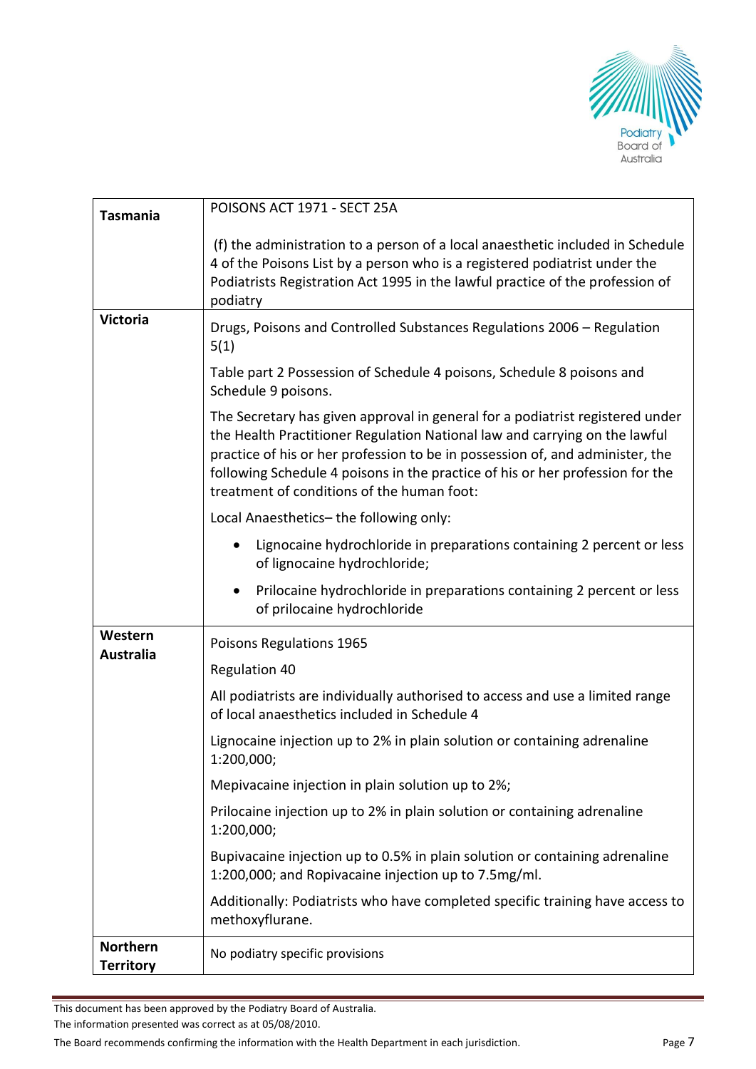| Tasmania | POISONS ACT 1971 - SECT 25A<br><br>(f) the administration to a person of a local anaesthetic included in Schedule 4 of the Poisons List by a person who is a registered podiatrist under the Podiatrists Registration Act 1995 in the lawful practice of the profession of podiatry |
|---|---|
| **Victoria** | Drugs, Poisons and Controlled Substances Regulations 2006 – Regulation 5(1)<br><br>Table part 2 Possession of Schedule 4 poisons, Schedule 8 poisons and Schedule 9 poisons.<br><br>The Secretary has given approval in general for a podiatrist registered under the Health Practitioner Regulation National law and carrying on the lawful practice of his or her profession to be in possession of, and administer, the following Schedule 4 poisons in the practice of his or her profession for the treatment of conditions of the human foot:<br><br>Local Anaesthetics– the following only:<br><br>• Lignocaine hydrochloride in preparations containing 2 percent or less of lignocaine hydrochloride;<br>• Prilocaine hydrochloride in preparations containing 2 percent or less of prilocaine hydrochloride |
| **Western Australia** | Poisons Regulations 1965<br><br>Regulation 40<br><br>All podiatrists are individually authorised to access and use a limited range of local anaesthetics included in Schedule 4<br><br>Lignocaine injection up to 2% in plain solution or containing adrenaline 1:200,000;<br><br>Mepivacaine injection in plain solution up to 2%;<br><br>Prilocaine injection up to 2% in plain solution or containing adrenaline 1:200,000;<br><br>Bupivacaine injection up to 0.5% in plain solution or containing adrenaline 1:200,000; and Ropivacaine injection up to 7.5mg/ml.<br><br>Additionally: Podiatrists who have completed specific training have access to methoxyflurane. |
| **Northern Territory** | No podiatry specific provisions |

This document has been approved by the Podiatry Board of Australia.
The information presented was correct as at 05/08/2010.
The Board recommends confirming the information with the Health Department in each jurisdiction.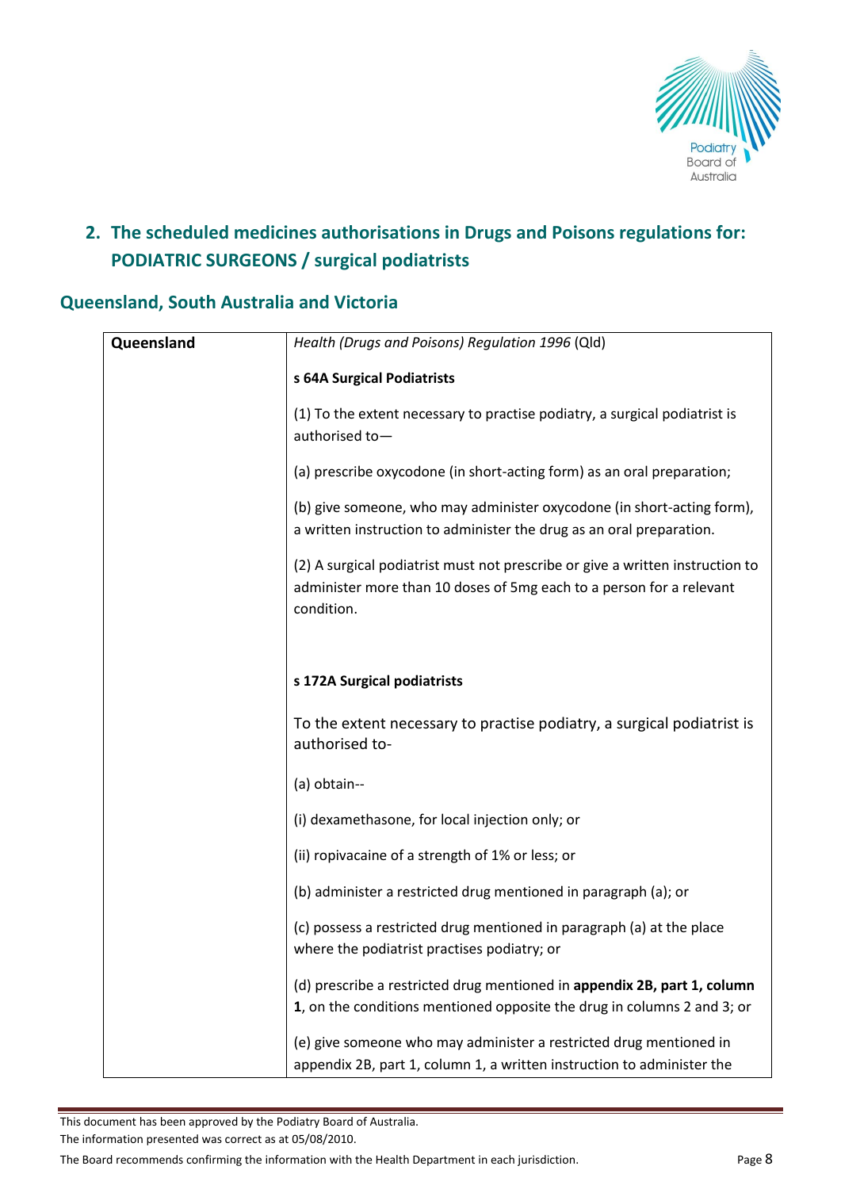## 2. The scheduled medicines authorisations in Drugs and Poisons regulations for: PODIATRIC SURGEONS / surgical podiatrists

### Queensland, South Australia and Victoria

| | |
|---|---|
| **Queensland** | *Health (Drugs and Poisons) Regulation 1996* (Qld)<br><br>**s 64A Surgical Podiatrists**<br><br>(1) To the extent necessary to practise podiatry, a surgical podiatrist is authorised to—<br><br>(a) prescribe oxycodone (in short-acting form) as an oral preparation;<br><br>(b) give someone, who may administer oxycodone (in short-acting form), a written instruction to administer the drug as an oral preparation.<br><br>(2) A surgical podiatrist must not prescribe or give a written instruction to administer more than 10 doses of 5mg each to a person for a relevant condition.<br><br>**s 172A Surgical podiatrists**<br><br>To the extent necessary to practise podiatry, a surgical podiatrist is authorised to-<br><br>(a) obtain--<br><br>(i) dexamethasone, for local injection only; or<br><br>(ii) ropivacaine of a strength of 1% or less; or<br><br>(b) administer a restricted drug mentioned in paragraph (a); or<br><br>(c) possess a restricted drug mentioned in paragraph (a) at the place where the podiatrist practises podiatry; or<br><br>(d) prescribe a restricted drug mentioned in **appendix 2B, part 1, column 1**, on the conditions mentioned opposite the drug in columns 2 and 3; or<br><br>(e) give someone who may administer a restricted drug mentioned in appendix 2B, part 1, column 1, a written instruction to administer the |

This document has been approved by the Podiatry Board of Australia.
The information presented was correct as at 05/08/2010.
The Board recommends confirming the information with the Health Department in each jurisdiction.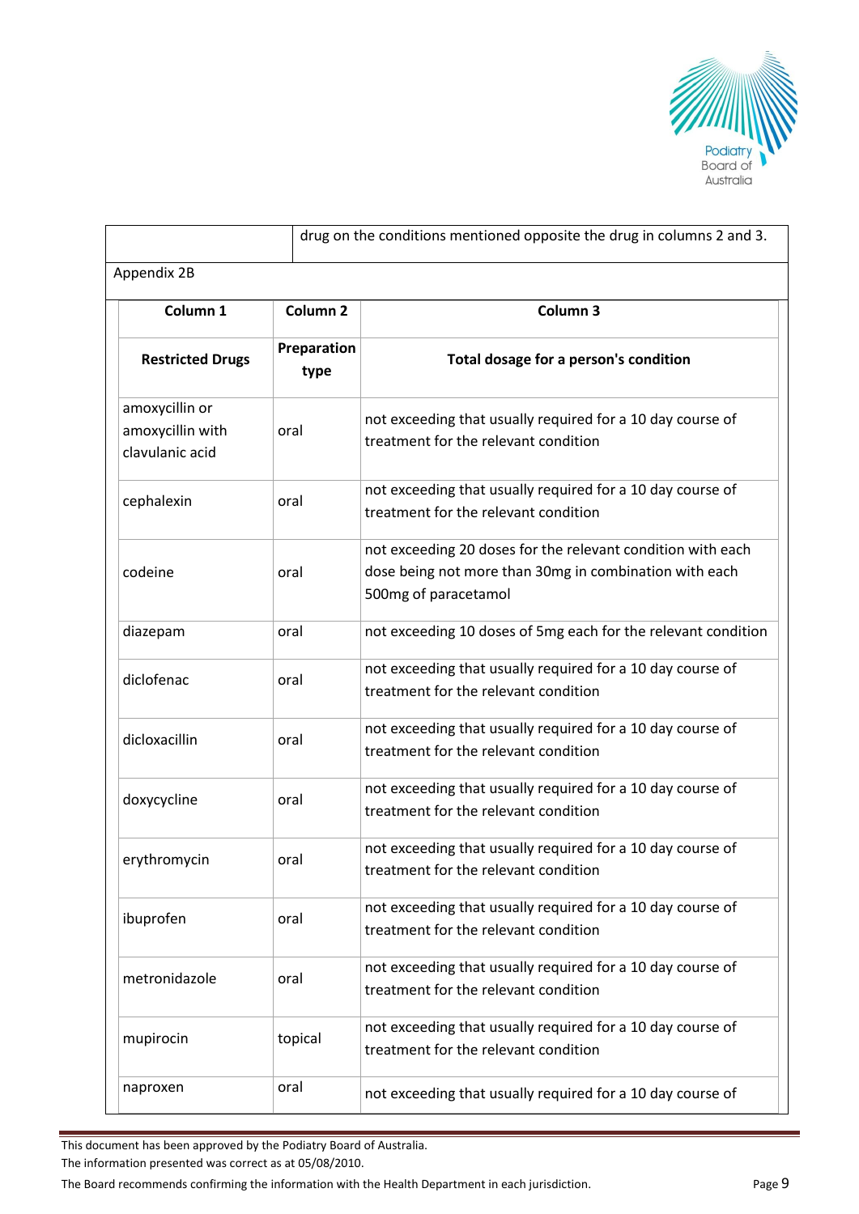| | drug on the conditions mentioned opposite the drug in columns 2 and 3. |
|---|---|

Appendix 2B

| Column 1 | Column 2 | Column 3 |
|---|---|---|
| **Restricted Drugs** | **Preparation type** | **Total dosage for a person's condition** |
| amoxycillin or amoxycillin with clavulanic acid | oral | not exceeding that usually required for a 10 day course of treatment for the relevant condition |
| cephalexin | oral | not exceeding that usually required for a 10 day course of treatment for the relevant condition |
| codeine | oral | not exceeding 20 doses for the relevant condition with each dose being not more than 30mg in combination with each 500mg of paracetamol |
| diazepam | oral | not exceeding 10 doses of 5mg each for the relevant condition |
| diclofenac | oral | not exceeding that usually required for a 10 day course of treatment for the relevant condition |
| dicloxacillin | oral | not exceeding that usually required for a 10 day course of treatment for the relevant condition |
| doxycycline | oral | not exceeding that usually required for a 10 day course of treatment for the relevant condition |
| erythromycin | oral | not exceeding that usually required for a 10 day course of treatment for the relevant condition |
| ibuprofen | oral | not exceeding that usually required for a 10 day course of treatment for the relevant condition |
| metronidazole | oral | not exceeding that usually required for a 10 day course of treatment for the relevant condition |
| mupirocin | topical | not exceeding that usually required for a 10 day course of treatment for the relevant condition |
| naproxen | oral | not exceeding that usually required for a 10 day course of |

This document has been approved by the Podiatry Board of Australia.
The information presented was correct as at 05/08/2010.
The Board recommends confirming the information with the Health Department in each jurisdiction.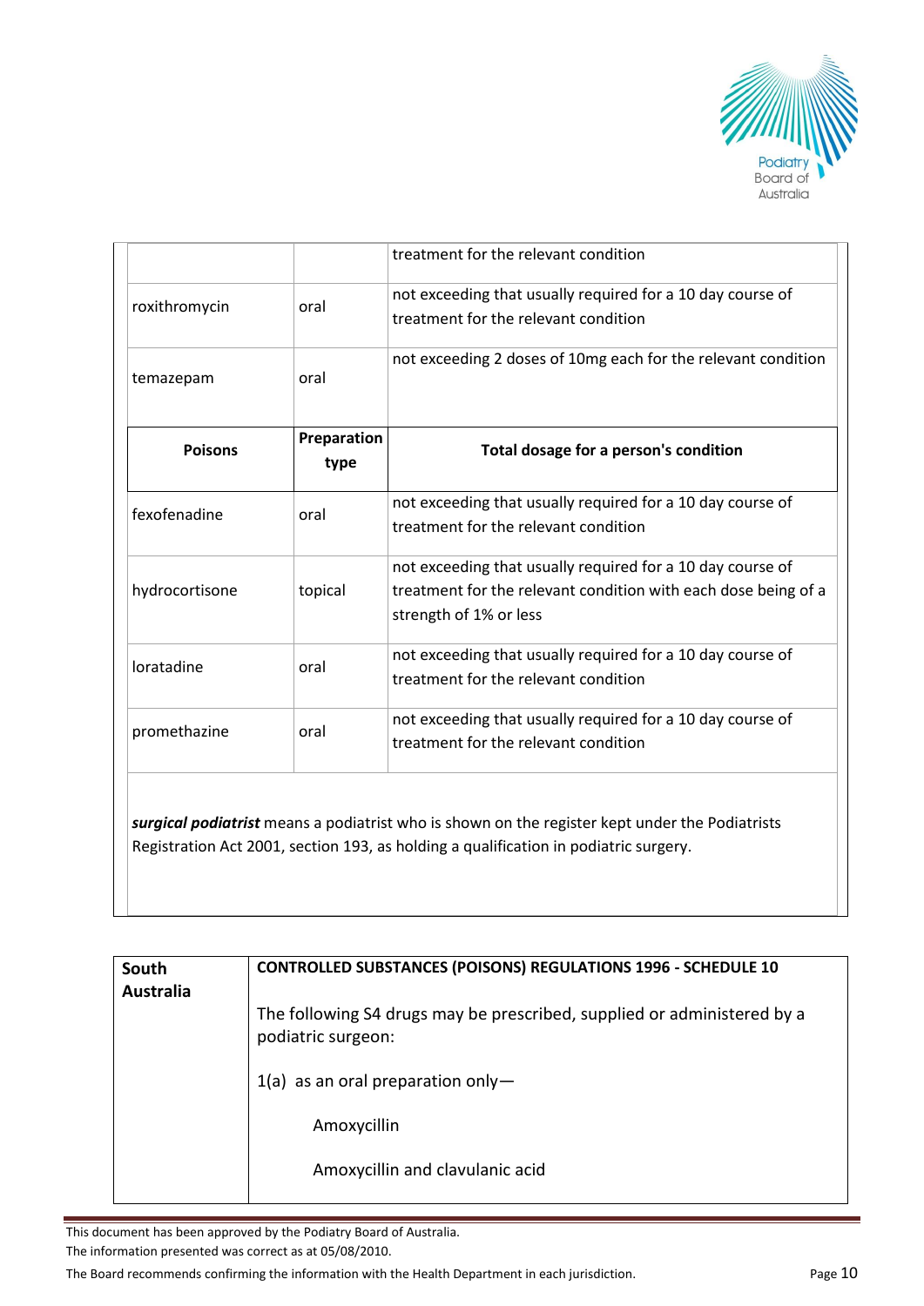| | | |
|---|---|---|
| | | treatment for the relevant condition |
| roxithromycin | oral | not exceeding that usually required for a 10 day course of treatment for the relevant condition |
| temazepam | oral | not exceeding 2 doses of 10mg each for the relevant condition |
| **Poisons** | **Preparation type** | **Total dosage for a person's condition** |
| fexofenadine | oral | not exceeding that usually required for a 10 day course of treatment for the relevant condition |
| hydrocortisone | topical | not exceeding that usually required for a 10 day course of treatment for the relevant condition with each dose being of a strength of 1% or less |
| loratadine | oral | not exceeding that usually required for a 10 day course of treatment for the relevant condition |
| promethazine | oral | not exceeding that usually required for a 10 day course of treatment for the relevant condition |

***surgical podiatrist*** means a podiatrist who is shown on the register kept under the Podiatrists Registration Act 2001, section 193, as holding a qualification in podiatric surgery.

| | |
|---|---|
| **South Australia** | **CONTROLLED SUBSTANCES (POISONS) REGULATIONS 1996 - SCHEDULE 10**<br><br>The following S4 drugs may be prescribed, supplied or administered by a podiatric surgeon:<br><br>1(a) as an oral preparation only—<br><br>Amoxycillin<br><br>Amoxycillin and clavulanic acid |

This document has been approved by the Podiatry Board of Australia.
The information presented was correct as at 05/08/2010.
The Board recommends confirming the information with the Health Department in each jurisdiction.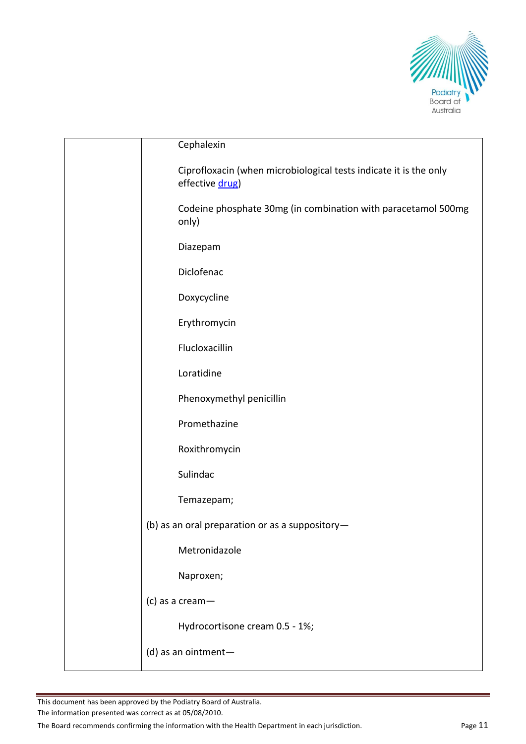|  |  |
| --- | --- |
|  | Cephalexin<br><br>Ciprofloxacin (when microbiological tests indicate it is the only effective drug)<br><br>Codeine phosphate 30mg (in combination with paracetamol 500mg only)<br><br>Diazepam<br><br>Diclofenac<br><br>Doxycycline<br><br>Erythromycin<br><br>Flucloxacillin<br><br>Loratidine<br><br>Phenoxymethyl penicillin<br><br>Promethazine<br><br>Roxithromycin<br><br>Sulindac<br><br>Temazepam;<br><br>(b) as an oral preparation or as a suppository—<br><br>Metronidazole<br><br>Naproxen;<br><br>(c) as a cream—<br><br>Hydrocortisone cream 0.5 - 1%;<br><br>(d) as an ointment— |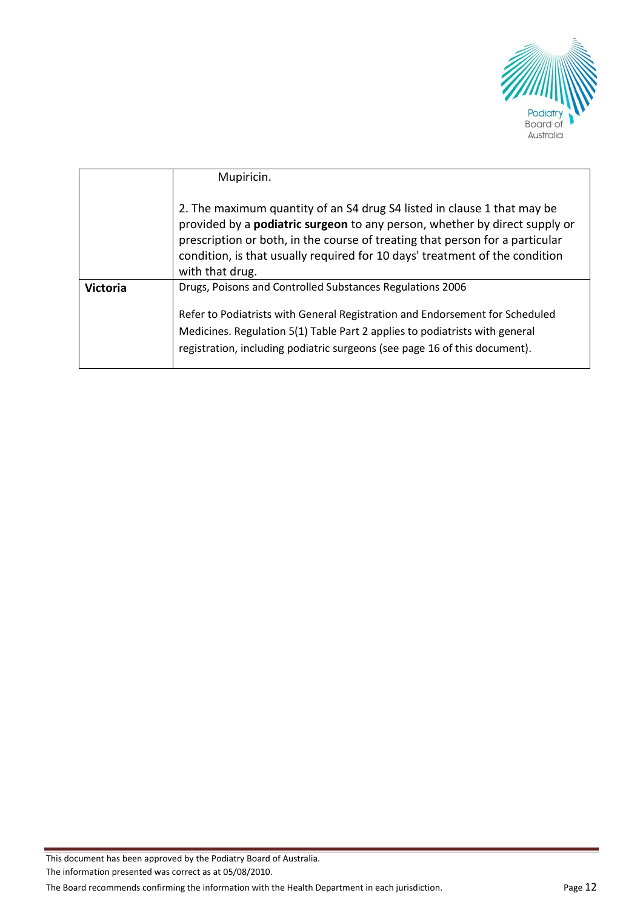| | |
|---|---|
| | Mupiricin.<br><br>2. The maximum quantity of an S4 drug S4 listed in clause 1 that may be provided by a **podiatric surgeon** to any person, whether by direct supply or prescription or both, in the course of treating that person for a particular condition, is that usually required for 10 days' treatment of the condition with that drug. |
| **Victoria** | Drugs, Poisons and Controlled Substances Regulations 2006<br><br>Refer to Podiatrists with General Registration and Endorsement for Scheduled Medicines. Regulation 5(1) Table Part 2 applies to podiatrists with general registration, including podiatric surgeons (see page 16 of this document). |

This document has been approved by the Podiatry Board of Australia.
The information presented was correct as at 05/08/2010.
The Board recommends confirming the information with the Health Department in each jurisdiction.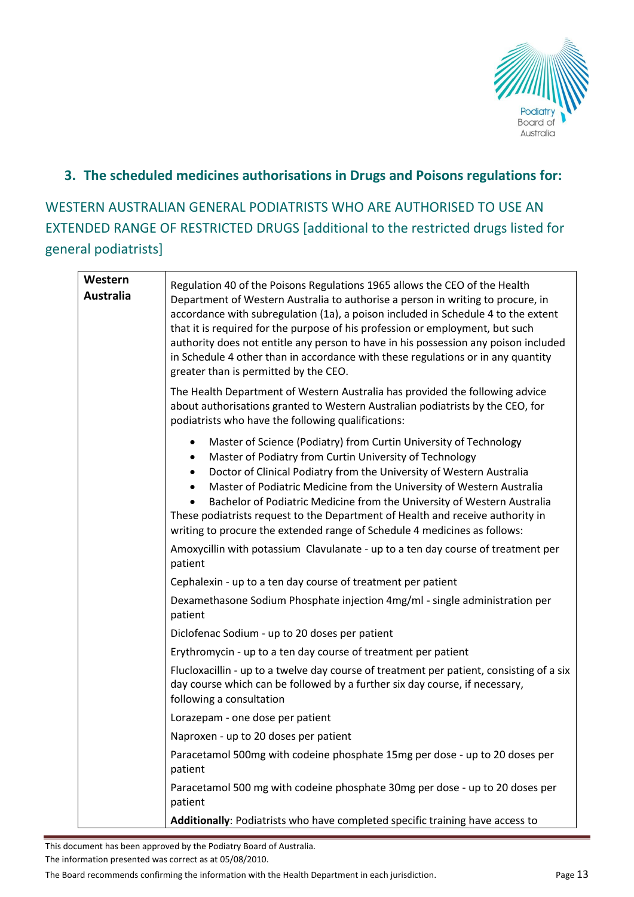## 3. The scheduled medicines authorisations in Drugs and Poisons regulations for:

WESTERN AUSTRALIAN GENERAL PODIATRISTS WHO ARE AUTHORISED TO USE AN EXTENDED RANGE OF RESTRICTED DRUGS [additional to the restricted drugs listed for general podiatrists]

| | |
|---|---|
| **Western Australia** | Regulation 40 of the Poisons Regulations 1965 allows the CEO of the Health Department of Western Australia to authorise a person in writing to procure, in accordance with subregulation (1a), a poison included in Schedule 4 to the extent that it is required for the purpose of his profession or employment, but such authority does not entitle any person to have in his possession any poison included in Schedule 4 other than in accordance with these regulations or in any quantity greater than is permitted by the CEO.<br><br>The Health Department of Western Australia has provided the following advice about authorisations granted to Western Australian podiatrists by the CEO, for podiatrists who have the following qualifications:<br><br>• Master of Science (Podiatry) from Curtin University of Technology<br>• Master of Podiatry from Curtin University of Technology<br>• Doctor of Clinical Podiatry from the University of Western Australia<br>• Master of Podiatric Medicine from the University of Western Australia<br>• Bachelor of Podiatric Medicine from the University of Western Australia<br><br>These podiatrists request to the Department of Health and receive authority in writing to procure the extended range of Schedule 4 medicines as follows:<br><br>Amoxycillin with potassium Clavulanate - up to a ten day course of treatment per patient<br><br>Cephalexin - up to a ten day course of treatment per patient<br><br>Dexamethasone Sodium Phosphate injection 4mg/ml - single administration per patient<br><br>Diclofenac Sodium - up to 20 doses per patient<br><br>Erythromycin - up to a ten day course of treatment per patient<br><br>Flucloxacillin - up to a twelve day course of treatment per patient, consisting of a six day course which can be followed by a further six day course, if necessary, following a consultation<br><br>Lorazepam - one dose per patient<br><br>Naproxen - up to 20 doses per patient<br><br>Paracetamol 500mg with codeine phosphate 15mg per dose - up to 20 doses per patient<br><br>Paracetamol 500 mg with codeine phosphate 30mg per dose - up to 20 doses per patient<br><br>**Additionally**: Podiatrists who have completed specific training have access to |

This document has been approved by the Podiatry Board of Australia.

The information presented was correct as at 05/08/2010.

The Board recommends confirming the information with the Health Department in each jurisdiction.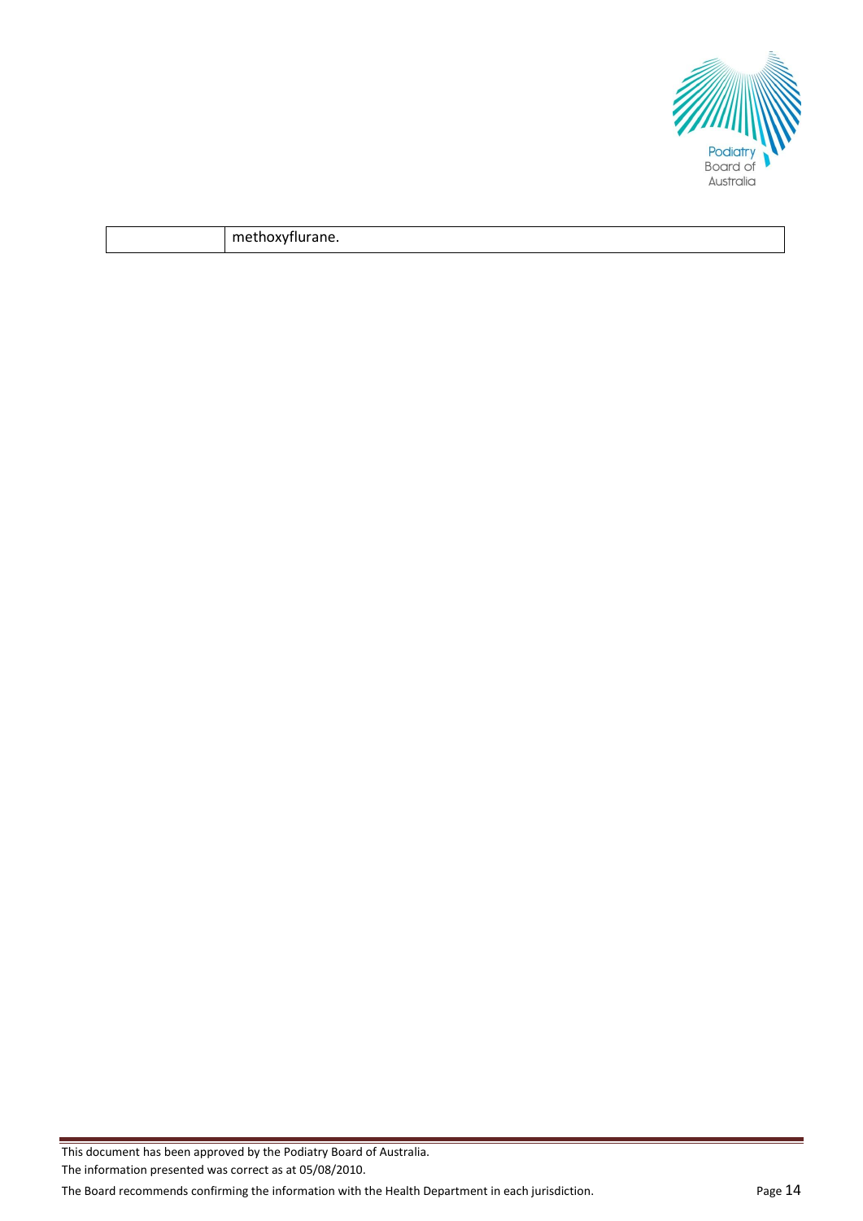| | methoxyflurane. |
|---|---|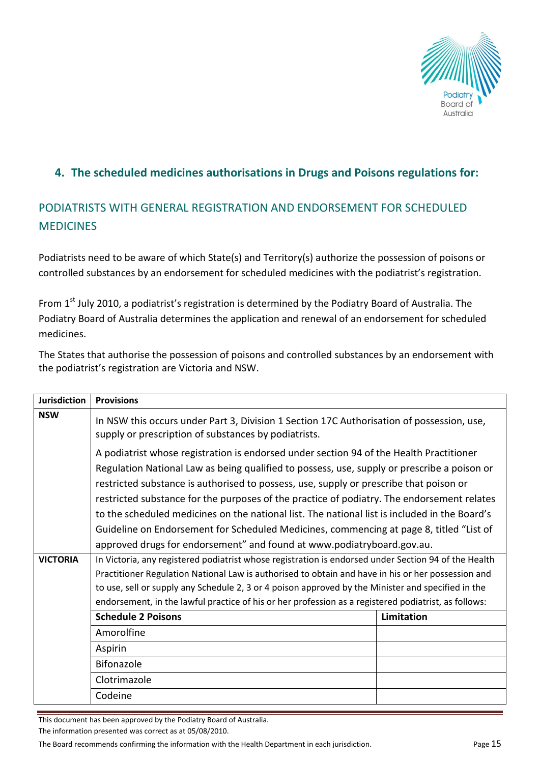## 4. The scheduled medicines authorisations in Drugs and Poisons regulations for:

### PODIATRISTS WITH GENERAL REGISTRATION AND ENDORSEMENT FOR SCHEDULED MEDICINES

Podiatrists need to be aware of which State(s) and Territory(s) authorize the possession of poisons or controlled substances by an endorsement for scheduled medicines with the podiatrist's registration.

From 1st July 2010, a podiatrist's registration is determined by the Podiatry Board of Australia. The Podiatry Board of Australia determines the application and renewal of an endorsement for scheduled medicines.

The States that authorise the possession of poisons and controlled substances by an endorsement with the podiatrist's registration are Victoria and NSW.

| Jurisdiction | Provisions | |
|---|---|---|
| **NSW** | In NSW this occurs under Part 3, Division 1 Section 17C Authorisation of possession, use, supply or prescription of substances by podiatrists.<br><br>A podiatrist whose registration is endorsed under section 94 of the Health Practitioner Regulation National Law as being qualified to possess, use, supply or prescribe a poison or restricted substance is authorised to possess, use, supply or prescribe that poison or restricted substance for the purposes of the practice of podiatry. The endorsement relates to the scheduled medicines on the national list. The national list is included in the Board's Guideline on Endorsement for Scheduled Medicines, commencing at page 8, titled "List of approved drugs for endorsement" and found at www.podiatryboard.gov.au. | |
| **VICTORIA** | In Victoria, any registered podiatrist whose registration is endorsed under Section 94 of the Health Practitioner Regulation National Law is authorised to obtain and have in his or her possession and to use, sell or supply any Schedule 2, 3 or 4 poison approved by the Minister and specified in the endorsement, in the lawful practice of his or her profession as a registered podiatrist, as follows: | |
| | **Schedule 2 Poisons** | **Limitation** |
| | Amorolfine | |
| | Aspirin | |
| | Bifonazole | |
| | Clotrimazole | |
| | Codeine | |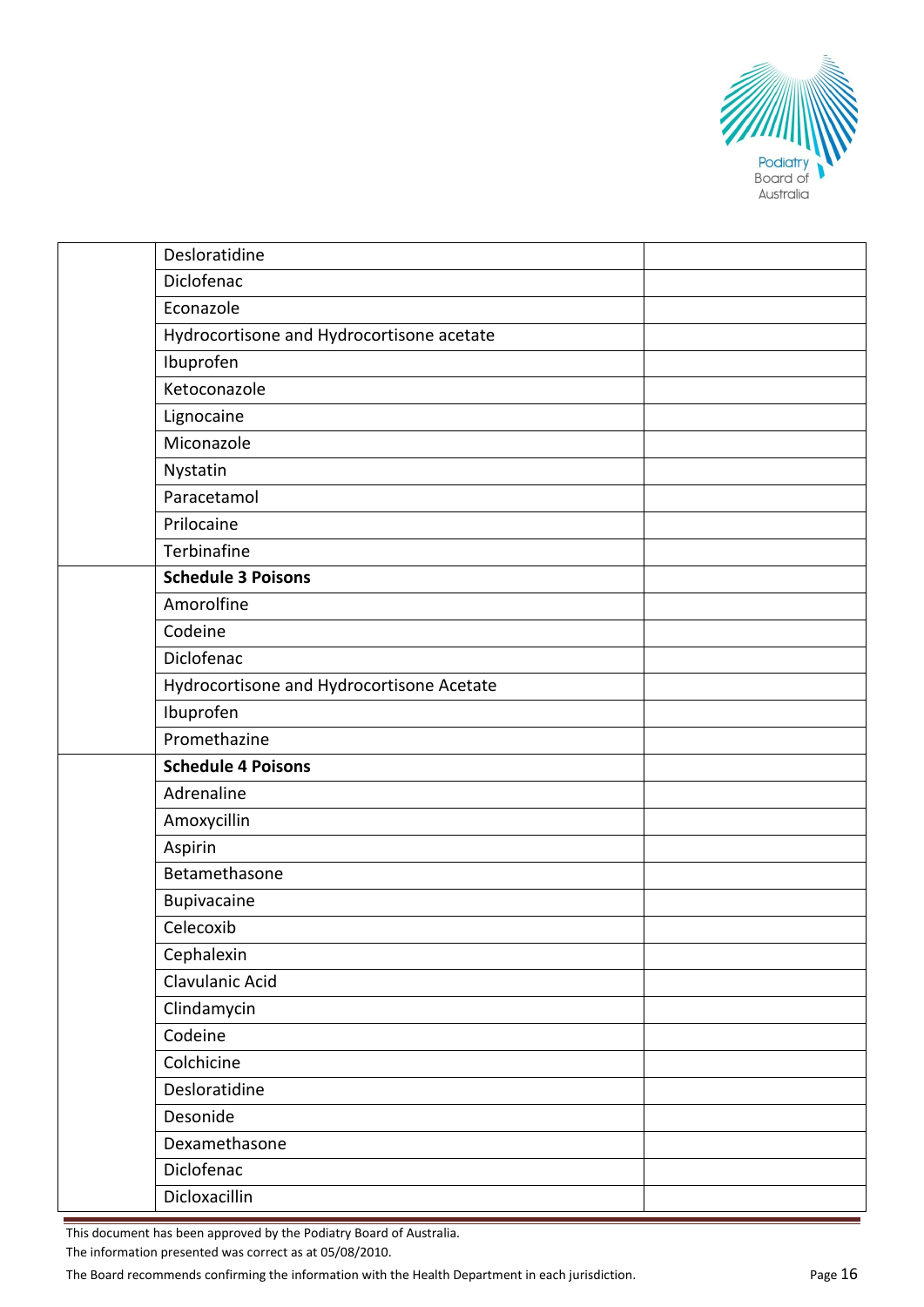| | | |
|---|---|---|
| | Desloratidine | |
| | Diclofenac | |
| | Econazole | |
| | Hydrocortisone and Hydrocortisone acetate | |
| | Ibuprofen | |
| | Ketoconazole | |
| | Lignocaine | |
| | Miconazole | |
| | Nystatin | |
| | Paracetamol | |
| | Prilocaine | |
| | Terbinafine | |
| | **Schedule 3 Poisons** | |
| | Amorolfine | |
| | Codeine | |
| | Diclofenac | |
| | Hydrocortisone and Hydrocortisone Acetate | |
| | Ibuprofen | |
| | Promethazine | |
| | **Schedule 4 Poisons** | |
| | Adrenaline | |
| | Amoxycillin | |
| | Aspirin | |
| | Betamethasone | |
| | Bupivacaine | |
| | Celecoxib | |
| | Cephalexin | |
| | Clavulanic Acid | |
| | Clindamycin | |
| | Codeine | |
| | Colchicine | |
| | Desloratidine | |
| | Desonide | |
| | Dexamethasone | |
| | Diclofenac | |
| | Dicloxacillin | |

This document has been approved by the Podiatry Board of Australia.
The information presented was correct as at 05/08/2010.
The Board recommends confirming the information with the Health Department in each jurisdiction.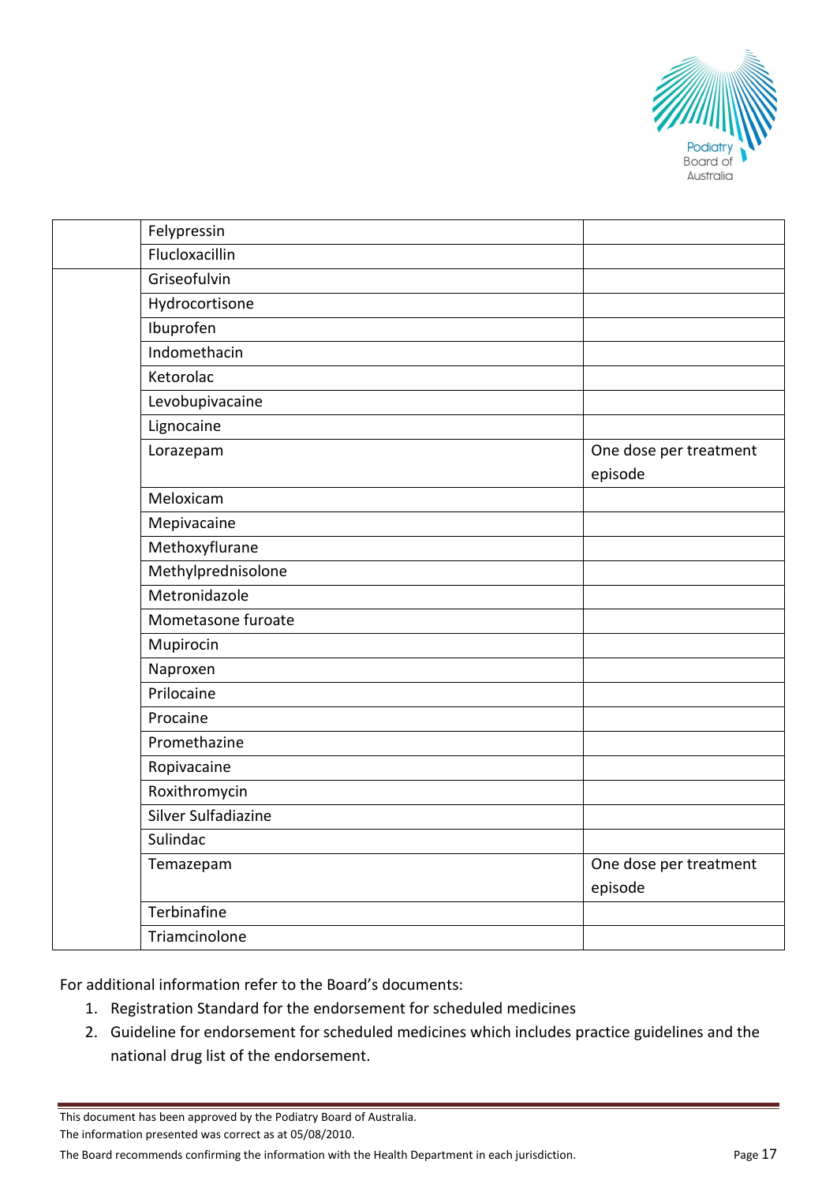| | | |
|---|---|---|
| | Felypressin | |
| | Flucloxacillin | |
| | Griseofulvin | |
| | Hydrocortisone | |
| | Ibuprofen | |
| | Indomethacin | |
| | Ketorolac | |
| | Levobupivacaine | |
| | Lignocaine | |
| | Lorazepam | One dose per treatment episode |
| | Meloxicam | |
| | Mepivacaine | |
| | Methoxyflurane | |
| | Methylprednisolone | |
| | Metronidazole | |
| | Mometasone furoate | |
| | Mupirocin | |
| | Naproxen | |
| | Prilocaine | |
| | Procaine | |
| | Promethazine | |
| | Ropivacaine | |
| | Roxithromycin | |
| | Silver Sulfadiazine | |
| | Sulindac | |
| | Temazepam | One dose per treatment episode |
| | Terbinafine | |
| | Triamcinolone | |

For additional information refer to the Board's documents:

1. Registration Standard for the endorsement for scheduled medicines
2. Guideline for endorsement for scheduled medicines which includes practice guidelines and the national drug list of the endorsement.

This document has been approved by the Podiatry Board of Australia.
The information presented was correct as at 05/08/2010.
The Board recommends confirming the information with the Health Department in each jurisdiction.